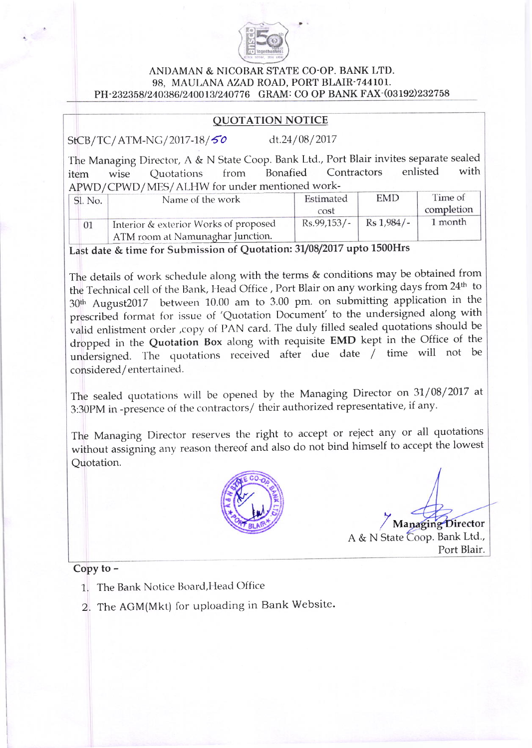ANDAMAN & NICOBAR STATE CO-OP. BANK LTD.
98, MAULANA AZAD ROAD, PORT BLAIR-744101.
PH-232358/240386/240013/240776 GRAM: CO OP BANK FAX-(03192)232758

## QUOTATION NOTICE

StCB/TC/ATM-NG/2017-18/50 dt.24/08/2017

The Managing Director, A & N State Coop. Bank Ltd., Port Blair invites separate sealed item wise Quotations from Bonafied Contractors enlisted with APWD/CPWD/MES/ALHW for under mentioned work-

| Sl. No. | Name of the work | Estimated cost | EMD | Time of completion |
|---|---|---|---|---|
| 01 | Interior & exterior Works of proposed ATM room at Namunaghar Junction. | Rs.99,153/- | Rs 1,984/- | 1 month |

**Last date & time for Submission of Quotation: 31/08/2017 upto 1500Hrs**

The details of work schedule along with the terms & conditions may be obtained from the Technical cell of the Bank, Head Office , Port Blair on any working days from 24th to 30th August2017 between 10.00 am to 3.00 pm. on submitting application in the prescribed format for issue of 'Quotation Document' to the undersigned along with valid enlistment order ,copy of PAN card. The duly filled sealed quotations should be dropped in the **Quotation Box** along with requisite **EMD** kept in the Office of the undersigned. The quotations received after due date / time will not be considered/entertained.

The sealed quotations will be opened by the Managing Director on 31/08/2017 at 3:30PM in -presence of the contractors/ their authorized representative, if any.

The Managing Director reserves the right to accept or reject any or all quotations without assigning any reason thereof and also do not bind himself to accept the lowest Quotation.

**Managing Director**
A & N State Coop. Bank Ltd.,
Port Blair.

**Copy to –**

1. The Bank Notice Board,Head Office
2. The AGM(Mkt) for uploading in Bank Website.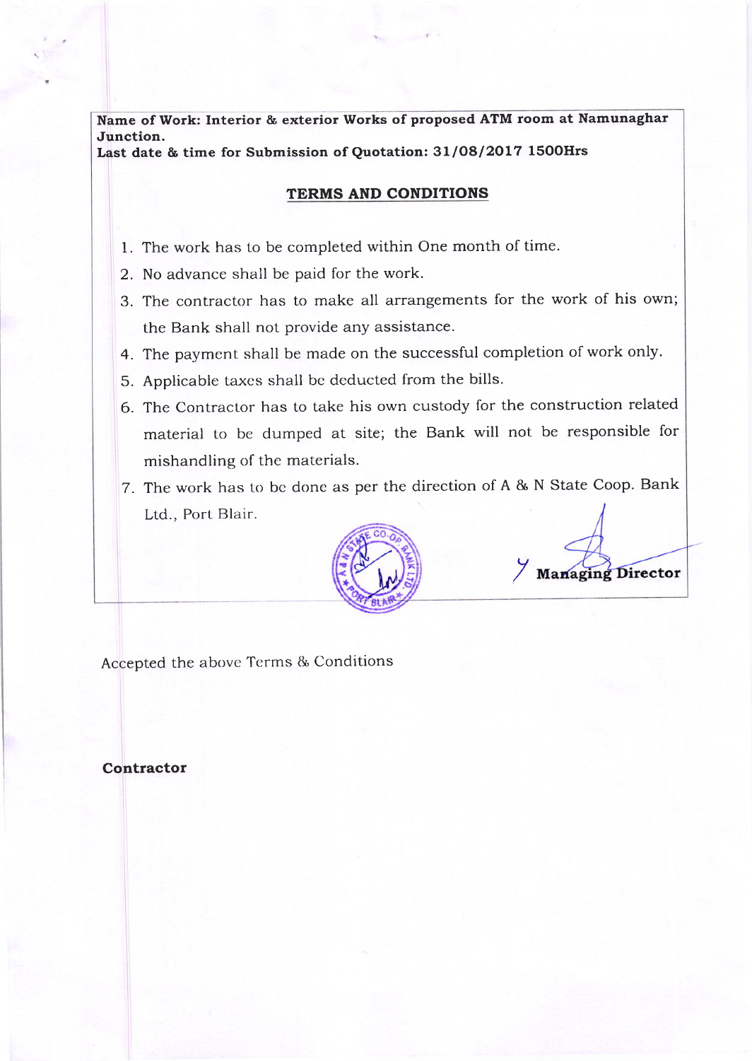**Name of Work: Interior & exterior Works of proposed ATM room at Namunaghar Junction.**
**Last date & time for Submission of Quotation: 31/08/2017 1500Hrs**

## TERMS AND CONDITIONS

1. The work has to be completed within One month of time.
2. No advance shall be paid for the work.
3. The contractor has to make all arrangements for the work of his own; the Bank shall not provide any assistance.
4. The payment shall be made on the successful completion of work only.
5. Applicable taxes shall be deducted from the bills.
6. The Contractor has to take his own custody for the construction related material to be dumped at site; the Bank will not be responsible for mishandling of the materials.
7. The work has to be done as per the direction of A & N State Coop. Bank Ltd., Port Blair.

**Managing Director**

Accepted the above Terms & Conditions

**Contractor**